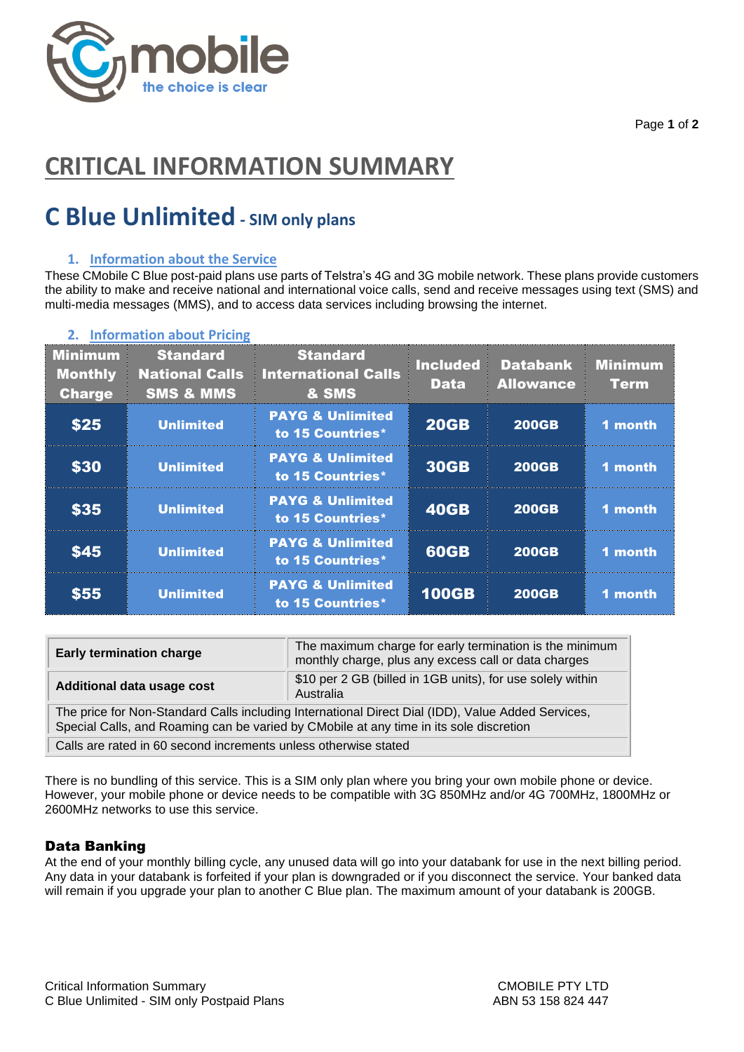# CRITICAL INFORMATION SUMMARY

## C Blue Unlimited - SIM only plans

### 1. Information about the Service

These CMobile C Blue post-paid plans use parts of Telstra's 4G and 3G mobile network. These plans provide customers the ability to make and receive national and international voice calls, send and receive messages using text (SMS) and multi-media messages (MMS), and to access data services including browsing the internet.

### 2. Information about Pricing

| Minimum Monthly Charge | Standard National Calls SMS & MMS | Standard International Calls & SMS | Included Data | Databank Allowance | Minimum Term |
|---|---|---|---|---|---|
| $25 | Unlimited | PAYG & Unlimited to 15 Countries* | 20GB | 200GB | 1 month |
| $30 | Unlimited | PAYG & Unlimited to 15 Countries* | 30GB | 200GB | 1 month |
| $35 | Unlimited | PAYG & Unlimited to 15 Countries* | 40GB | 200GB | 1 month |
| $45 | Unlimited | PAYG & Unlimited to 15 Countries* | 60GB | 200GB | 1 month |
| $55 | Unlimited | PAYG & Unlimited to 15 Countries* | 100GB | 200GB | 1 month |

| **Early termination charge** | The maximum charge for early termination is the minimum monthly charge, plus any excess call or data charges |
|---|---|
| **Additional data usage cost** | $10 per 2 GB (billed in 1GB units), for use solely within Australia |
| The price for Non-Standard Calls including International Direct Dial (IDD), Value Added Services, Special Calls, and Roaming can be varied by CMobile at any time in its sole discretion | |
| Calls are rated in 60 second increments unless otherwise stated | |

There is no bundling of this service. This is a SIM only plan where you bring your own mobile phone or device. However, your mobile phone or device needs to be compatible with 3G 850MHz and/or 4G 700MHz, 1800MHz or 2600MHz networks to use this service.

### Data Banking

At the end of your monthly billing cycle, any unused data will go into your databank for use in the next billing period. Any data in your databank is forfeited if your plan is downgraded or if you disconnect the service. Your banked data will remain if you upgrade your plan to another C Blue plan. The maximum amount of your databank is 200GB.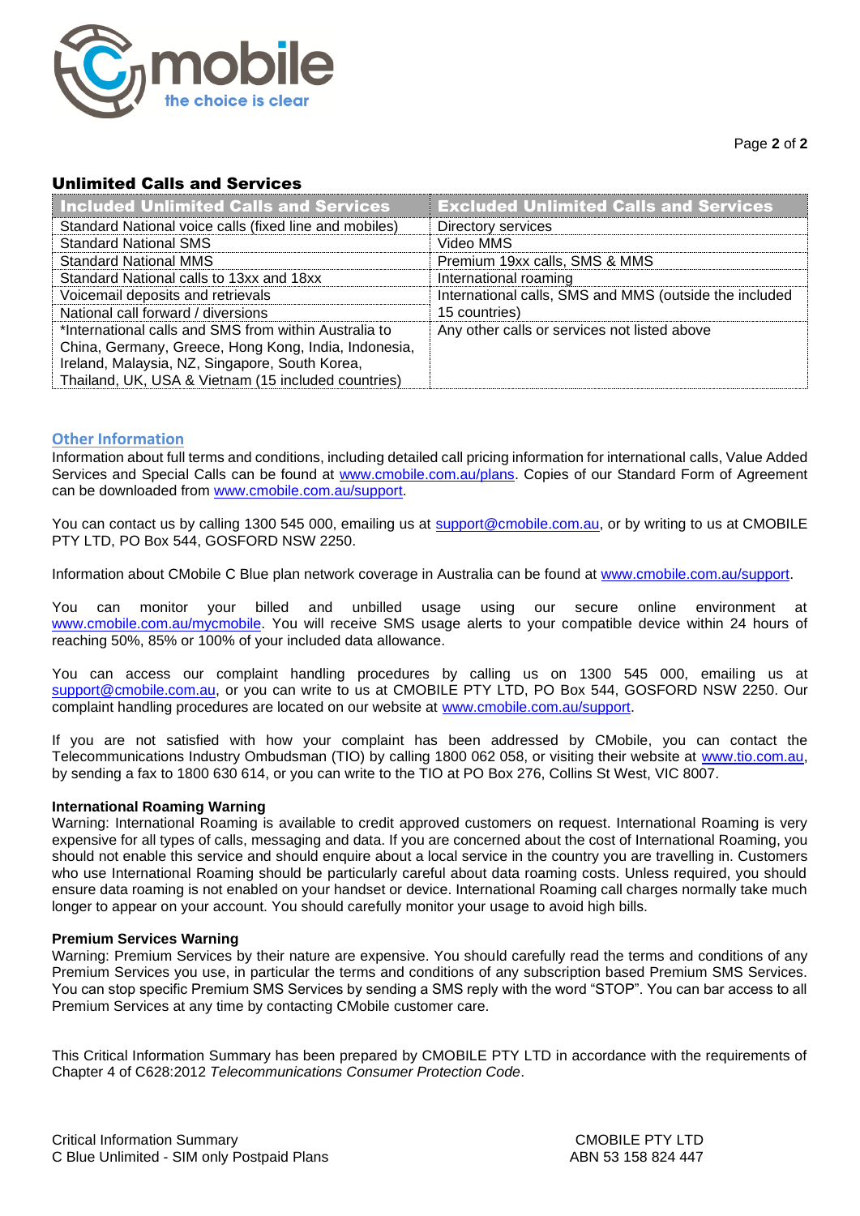## Unlimited Calls and Services

| Included Unlimited Calls and Services | Excluded Unlimited Calls and Services |
|---|---|
| Standard National voice calls (fixed line and mobiles) | Directory services |
| Standard National SMS | Video MMS |
| Standard National MMS | Premium 19xx calls, SMS & MMS |
| Standard National calls to 13xx and 18xx | International roaming |
| Voicemail deposits and retrievals | International calls, SMS and MMS (outside the included 15 countries) |
| National call forward / diversions | Any other calls or services not listed above |
| *International calls and SMS from within Australia to China, Germany, Greece, Hong Kong, India, Indonesia, Ireland, Malaysia, NZ, Singapore, South Korea, Thailand, UK, USA & Vietnam (15 included countries) | |

### Other Information

Information about full terms and conditions, including detailed call pricing information for international calls, Value Added Services and Special Calls can be found at www.cmobile.com.au/plans. Copies of our Standard Form of Agreement can be downloaded from www.cmobile.com.au/support.

You can contact us by calling 1300 545 000, emailing us at support@cmobile.com.au, or by writing to us at CMOBILE PTY LTD, PO Box 544, GOSFORD NSW 2250.

Information about CMobile C Blue plan network coverage in Australia can be found at www.cmobile.com.au/support.

You can monitor your billed and unbilled usage using our secure online environment at www.cmobile.com.au/mycmobile. You will receive SMS usage alerts to your compatible device within 24 hours of reaching 50%, 85% or 100% of your included data allowance.

You can access our complaint handling procedures by calling us on 1300 545 000, emailing us at support@cmobile.com.au, or you can write to us at CMOBILE PTY LTD, PO Box 544, GOSFORD NSW 2250. Our complaint handling procedures are located on our website at www.cmobile.com.au/support.

If you are not satisfied with how your complaint has been addressed by CMobile, you can contact the Telecommunications Industry Ombudsman (TIO) by calling 1800 062 058, or visiting their website at www.tio.com.au, by sending a fax to 1800 630 614, or you can write to the TIO at PO Box 276, Collins St West, VIC 8007.

**International Roaming Warning**

Warning: International Roaming is available to credit approved customers on request. International Roaming is very expensive for all types of calls, messaging and data. If you are concerned about the cost of International Roaming, you should not enable this service and should enquire about a local service in the country you are travelling in. Customers who use International Roaming should be particularly careful about data roaming costs. Unless required, you should ensure data roaming is not enabled on your handset or device. International Roaming call charges normally take much longer to appear on your account. You should carefully monitor your usage to avoid high bills.

**Premium Services Warning**

Warning: Premium Services by their nature are expensive. You should carefully read the terms and conditions of any Premium Services you use, in particular the terms and conditions of any subscription based Premium SMS Services. You can stop specific Premium SMS Services by sending a SMS reply with the word "STOP". You can bar access to all Premium Services at any time by contacting CMobile customer care.

This Critical Information Summary has been prepared by CMOBILE PTY LTD in accordance with the requirements of Chapter 4 of C628:2012 *Telecommunications Consumer Protection Code*.